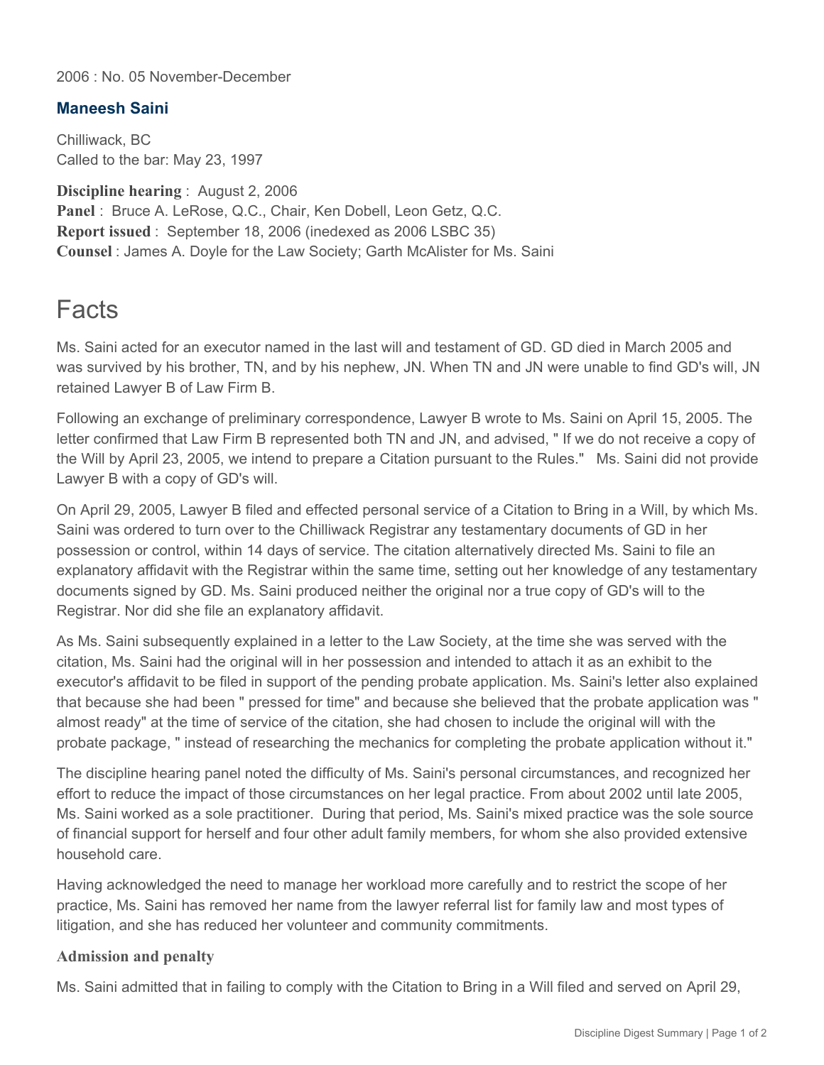2006 : No. 05 November-December

## Maneesh Saini

Chilliwack, BC
Called to the bar: May 23, 1997

**Discipline hearing** : August 2, 2006
**Panel** : Bruce A. LeRose, Q.C., Chair, Ken Dobell, Leon Getz, Q.C.
**Report issued** : September 18, 2006 (inedexed as 2006 LSBC 35)
**Counsel** : James A. Doyle for the Law Society; Garth McAlister for Ms. Saini

# Facts

Ms. Saini acted for an executor named in the last will and testament of GD. GD died in March 2005 and was survived by his brother, TN, and by his nephew, JN. When TN and JN were unable to find GD's will, JN retained Lawyer B of Law Firm B.

Following an exchange of preliminary correspondence, Lawyer B wrote to Ms. Saini on April 15, 2005. The letter confirmed that Law Firm B represented both TN and JN, and advised, " If we do not receive a copy of the Will by April 23, 2005, we intend to prepare a Citation pursuant to the Rules." Ms. Saini did not provide Lawyer B with a copy of GD's will.

On April 29, 2005, Lawyer B filed and effected personal service of a Citation to Bring in a Will, by which Ms. Saini was ordered to turn over to the Chilliwack Registrar any testamentary documents of GD in her possession or control, within 14 days of service. The citation alternatively directed Ms. Saini to file an explanatory affidavit with the Registrar within the same time, setting out her knowledge of any testamentary documents signed by GD. Ms. Saini produced neither the original nor a true copy of GD's will to the Registrar. Nor did she file an explanatory affidavit.

As Ms. Saini subsequently explained in a letter to the Law Society, at the time she was served with the citation, Ms. Saini had the original will in her possession and intended to attach it as an exhibit to the executor's affidavit to be filed in support of the pending probate application. Ms. Saini's letter also explained that because she had been " pressed for time" and because she believed that the probate application was " almost ready" at the time of service of the citation, she had chosen to include the original will with the probate package, " instead of researching the mechanics for completing the probate application without it."

The discipline hearing panel noted the difficulty of Ms. Saini's personal circumstances, and recognized her effort to reduce the impact of those circumstances on her legal practice. From about 2002 until late 2005, Ms. Saini worked as a sole practitioner. During that period, Ms. Saini's mixed practice was the sole source of financial support for herself and four other adult family members, for whom she also provided extensive household care.

Having acknowledged the need to manage her workload more carefully and to restrict the scope of her practice, Ms. Saini has removed her name from the lawyer referral list for family law and most types of litigation, and she has reduced her volunteer and community commitments.

### Admission and penalty

Ms. Saini admitted that in failing to comply with the Citation to Bring in a Will filed and served on April 29,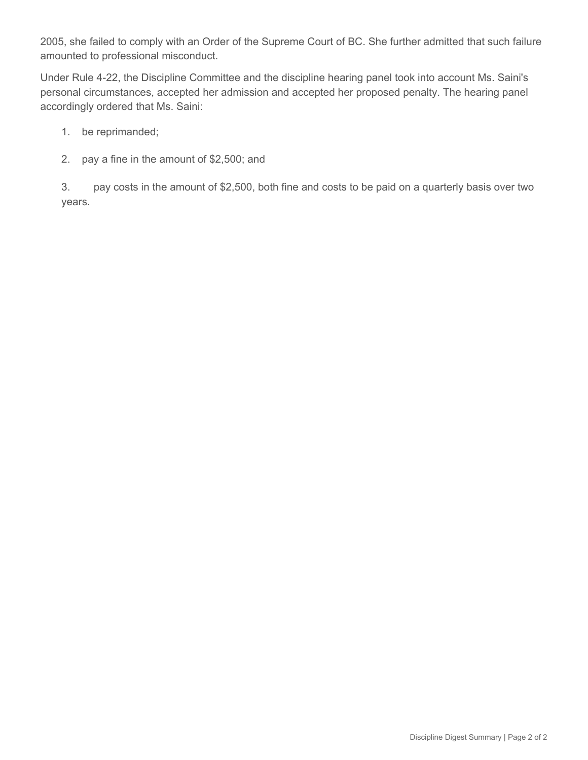2005, she failed to comply with an Order of the Supreme Court of BC. She further admitted that such failure amounted to professional misconduct.

Under Rule 4-22, the Discipline Committee and the discipline hearing panel took into account Ms. Saini's personal circumstances, accepted her admission and accepted her proposed penalty. The hearing panel accordingly ordered that Ms. Saini:

1. be reprimanded;
2. pay a fine in the amount of $2,500; and
3. pay costs in the amount of $2,500, both fine and costs to be paid on a quarterly basis over two years.